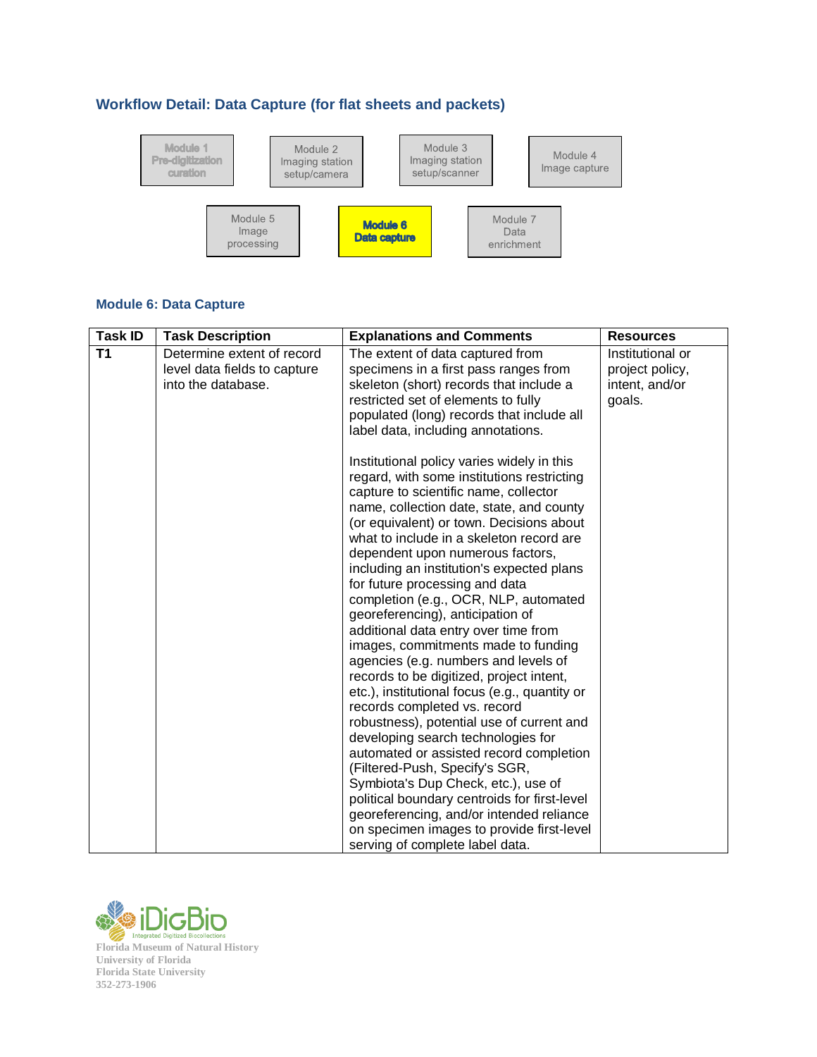## Workflow Detail: Data Capture (for flat sheets and packets)

Module 1 Pre-digitization curation

Module 2 Imaging station setup/camera

Module 3 Imaging station setup/scanner

Module 4 Image capture

Module 5 Image processing

**Module 6 Data capture**

Module 7 Data enrichment

### Module 6: Data Capture

| Task ID | Task Description | Explanations and Comments | Resources |
| --- | --- | --- | --- |
| **T1** | Determine extent of record level data fields to capture into the database. | The extent of data captured from specimens in a first pass ranges from skeleton (short) records that include a restricted set of elements to fully populated (long) records that include all label data, including annotations.<br><br>Institutional policy varies widely in this regard, with some institutions restricting capture to scientific name, collector name, collection date, state, and county (or equivalent) or town. Decisions about what to include in a skeleton record are dependent upon numerous factors, including an institution's expected plans for future processing and data completion (e.g., OCR, NLP, automated georeferencing), anticipation of additional data entry over time from images, commitments made to funding agencies (e.g. numbers and levels of records to be digitized, project intent, etc.), institutional focus (e.g., quantity or records completed vs. record robustness), potential use of current and developing search technologies for automated or assisted record completion (Filtered-Push, Specify's SGR, Symbiota's Dup Check, etc.), use of political boundary centroids for first-level georeferencing, and/or intended reliance on specimen images to provide first-level serving of complete label data. | Institutional or project policy, intent, and/or goals. |

iDigBio Integrated Digitized Biocollections

Florida Museum of Natural History
University of Florida
Florida State University
352-273-1906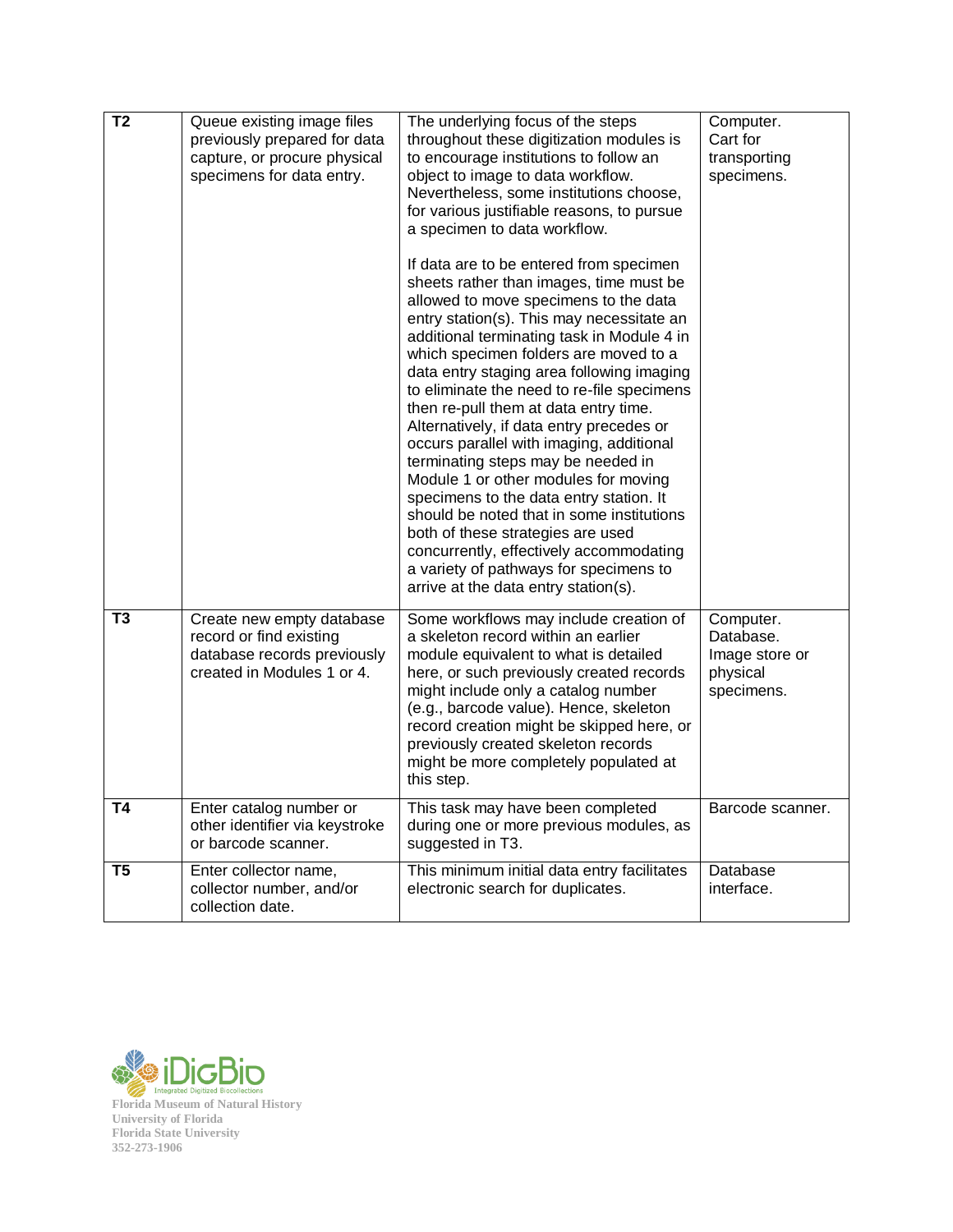| | | | |
|---|---|---|---|
| **T2** | Queue existing image files previously prepared for data capture, or procure physical specimens for data entry. | The underlying focus of the steps throughout these digitization modules is to encourage institutions to follow an object to image to data workflow. Nevertheless, some institutions choose, for various justifiable reasons, to pursue a specimen to data workflow.<br><br>If data are to be entered from specimen sheets rather than images, time must be allowed to move specimens to the data entry station(s). This may necessitate an additional terminating task in Module 4 in which specimen folders are moved to a data entry staging area following imaging to eliminate the need to re-file specimens then re-pull them at data entry time. Alternatively, if data entry precedes or occurs parallel with imaging, additional terminating steps may be needed in Module 1 or other modules for moving specimens to the data entry station. It should be noted that in some institutions both of these strategies are used concurrently, effectively accommodating a variety of pathways for specimens to arrive at the data entry station(s). | Computer. Cart for transporting specimens. |
| **T3** | Create new empty database record or find existing database records previously created in Modules 1 or 4. | Some workflows may include creation of a skeleton record within an earlier module equivalent to what is detailed here, or such previously created records might include only a catalog number (e.g., barcode value). Hence, skeleton record creation might be skipped here, or previously created skeleton records might be more completely populated at this step. | Computer. Database. Image store or physical specimens. |
| **T4** | Enter catalog number or other identifier via keystroke or barcode scanner. | This task may have been completed during one or more previous modules, as suggested in T3. | Barcode scanner. |
| **T5** | Enter collector name, collector number, and/or collection date. | This minimum initial data entry facilitates electronic search for duplicates. | Database interface. |

iDigBio
Integrated Digitized Biocollections
Florida Museum of Natural History
University of Florida
Florida State University
352-273-1906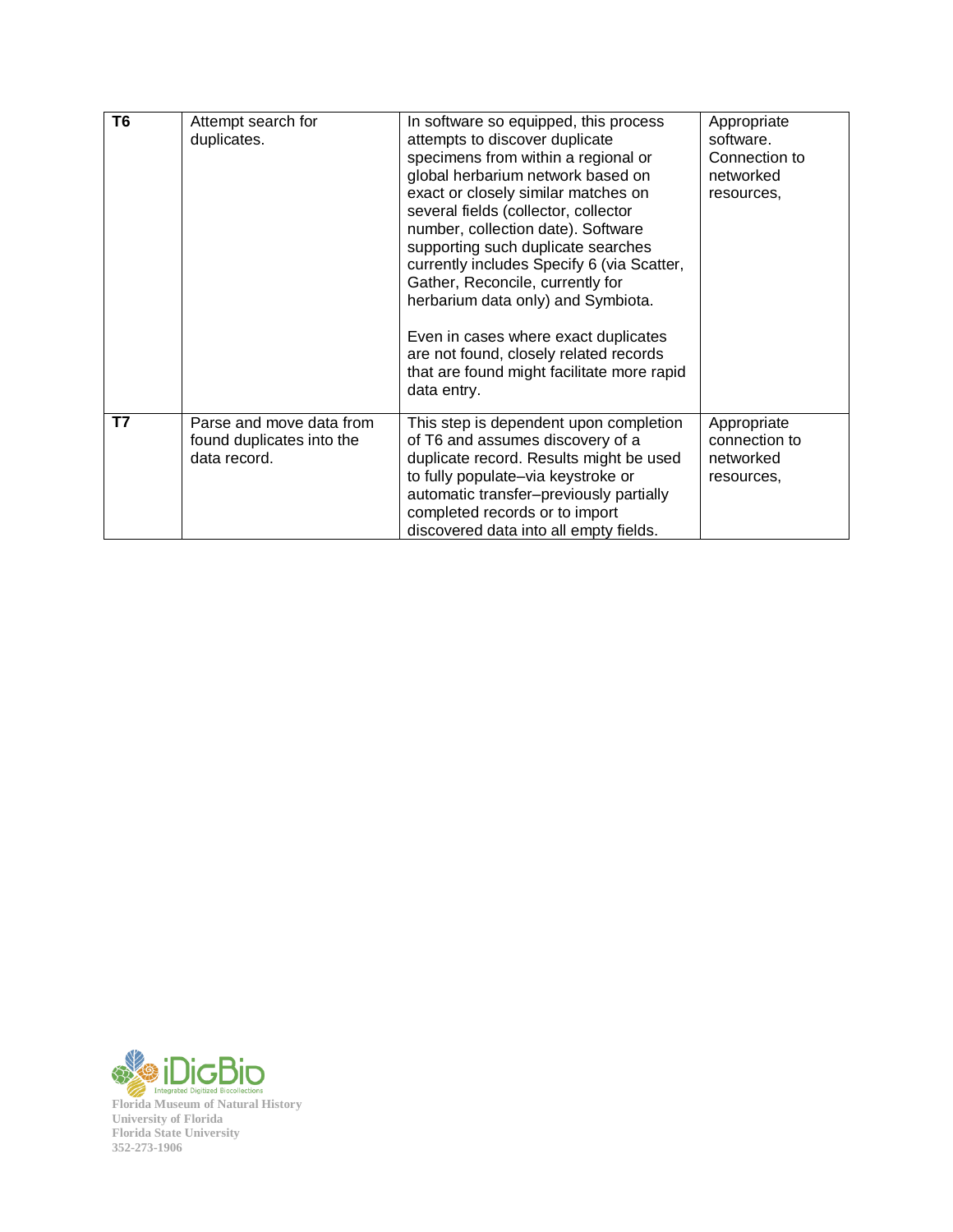| **T6** | Attempt search for duplicates. | In software so equipped, this process attempts to discover duplicate specimens from within a regional or global herbarium network based on exact or closely similar matches on several fields (collector, collector number, collection date). Software supporting such duplicate searches currently includes Specify 6 (via Scatter, Gather, Reconcile, currently for herbarium data only) and Symbiota.<br><br>Even in cases where exact duplicates are not found, closely related records that are found might facilitate more rapid data entry. | Appropriate software. Connection to networked resources, |
|---|---|---|---|
| **T7** | Parse and move data from found duplicates into the data record. | This step is dependent upon completion of T6 and assumes discovery of a duplicate record. Results might be used to fully populate–via keystroke or automatic transfer–previously partially completed records or to import discovered data into all empty fields. | Appropriate connection to networked resources, |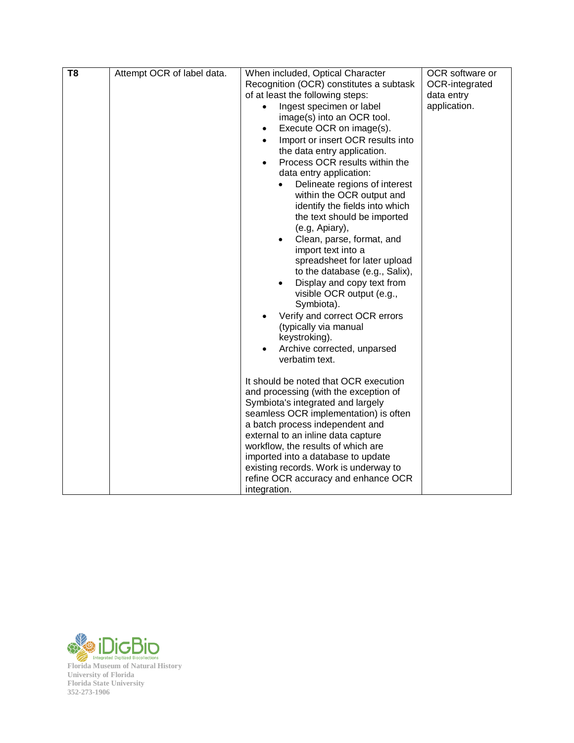| **T8** | Attempt OCR of label data. | When included, Optical Character Recognition (OCR) constitutes a subtask of at least the following steps:<br>• Ingest specimen or label image(s) into an OCR tool.<br>• Execute OCR on image(s).<br>• Import or insert OCR results into the data entry application.<br>• Process OCR results within the data entry application:<br>&nbsp;&nbsp;&nbsp;&nbsp;• Delineate regions of interest within the OCR output and identify the fields into which the text should be imported (e.g, Apiary),<br>&nbsp;&nbsp;&nbsp;&nbsp;• Clean, parse, format, and import text into a spreadsheet for later upload to the database (e.g., Salix),<br>&nbsp;&nbsp;&nbsp;&nbsp;• Display and copy text from visible OCR output (e.g., Symbiota).<br>• Verify and correct OCR errors (typically via manual keystroking).<br>• Archive corrected, unparsed verbatim text.<br><br>It should be noted that OCR execution and processing (with the exception of Symbiota's integrated and largely seamless OCR implementation) is often a batch process independent and external to an inline data capture workflow, the results of which are imported into a database to update existing records. Work is underway to refine OCR accuracy and enhance OCR integration. | OCR software or OCR-integrated data entry application. |
|---|---|---|---|

Florida Museum of Natural History
University of Florida
Florida State University
352-273-1906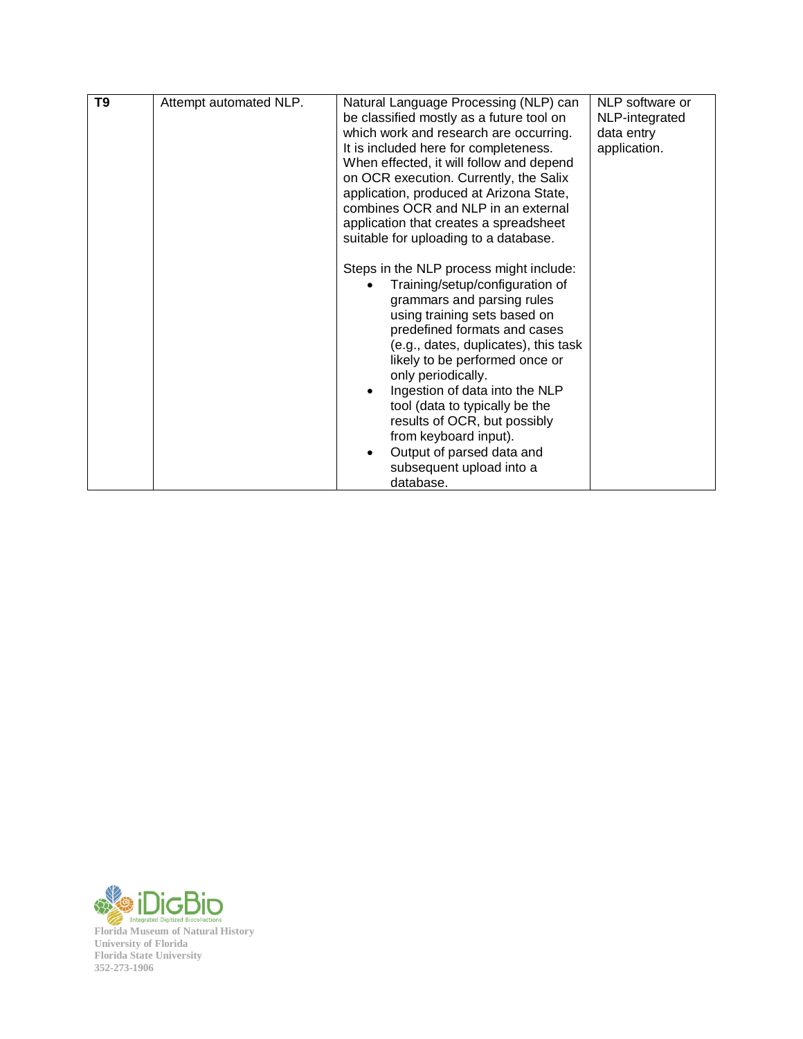| **T9** | Attempt automated NLP. | Natural Language Processing (NLP) can be classified mostly as a future tool on which work and research are occurring. It is included here for completeness. When effected, it will follow and depend on OCR execution. Currently, the Salix application, produced at Arizona State, combines OCR and NLP in an external application that creates a spreadsheet suitable for uploading to a database.<br><br>Steps in the NLP process might include:<br>• Training/setup/configuration of grammars and parsing rules using training sets based on predefined formats and cases (e.g., dates, duplicates), this task likely to be performed once or only periodically.<br>• Ingestion of data into the NLP tool (data to typically be the results of OCR, but possibly from keyboard input).<br>• Output of parsed data and subsequent upload into a database. | NLP software or NLP-integrated data entry application. |
|---|---|---|---|

iDigBio
Integrated Digitized Biocollections
Florida Museum of Natural History
University of Florida
Florida State University
352-273-1906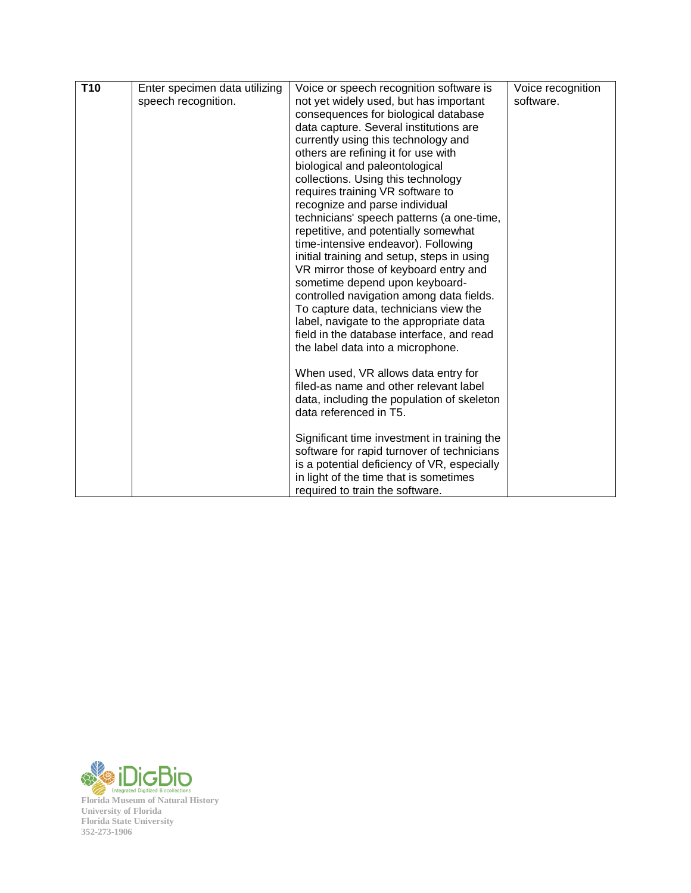| | | | |
|---|---|---|---|
| **T10** | Enter specimen data utilizing speech recognition. | Voice or speech recognition software is not yet widely used, but has important consequences for biological database data capture. Several institutions are currently using this technology and others are refining it for use with biological and paleontological collections. Using this technology requires training VR software to recognize and parse individual technicians' speech patterns (a one-time, repetitive, and potentially somewhat time-intensive endeavor). Following initial training and setup, steps in using VR mirror those of keyboard entry and sometime depend upon keyboard-controlled navigation among data fields. To capture data, technicians view the label, navigate to the appropriate data field in the database interface, and read the label data into a microphone.<br><br>When used, VR allows data entry for filed-as name and other relevant label data, including the population of skeleton data referenced in T5.<br><br>Significant time investment in training the software for rapid turnover of technicians is a potential deficiency of VR, especially in light of the time that is sometimes required to train the software. | Voice recognition software. |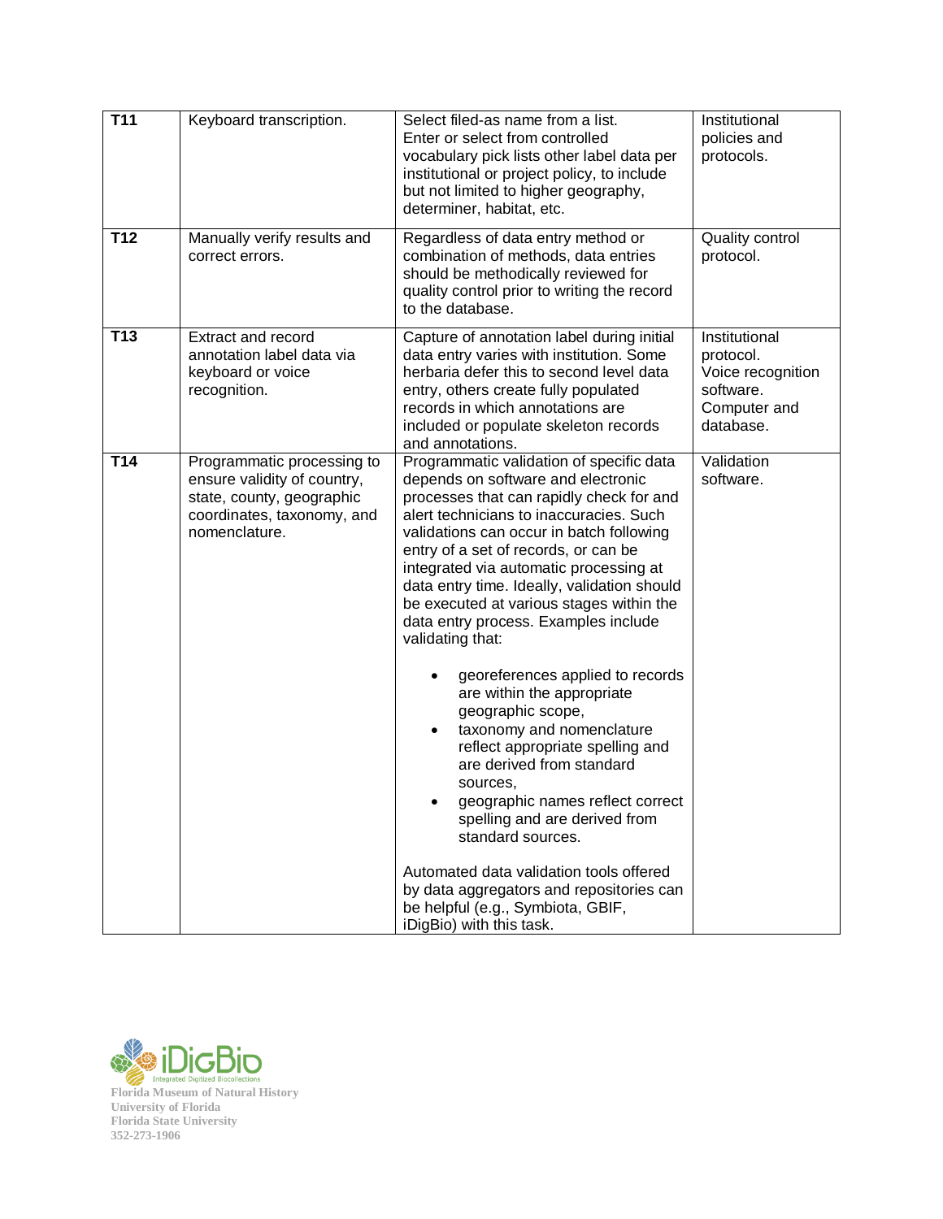| | | | |
|---|---|---|---|
| **T11** | Keyboard transcription. | Select filed-as name from a list. Enter or select from controlled vocabulary pick lists other label data per institutional or project policy, to include but not limited to higher geography, determiner, habitat, etc. | Institutional policies and protocols. |
| **T12** | Manually verify results and correct errors. | Regardless of data entry method or combination of methods, data entries should be methodically reviewed for quality control prior to writing the record to the database. | Quality control protocol. |
| **T13** | Extract and record annotation label data via keyboard or voice recognition. | Capture of annotation label during initial data entry varies with institution. Some herbaria defer this to second level data entry, others create fully populated records in which annotations are included or populate skeleton records and annotations. | Institutional protocol. Voice recognition software. Computer and database. |
| **T14** | Programmatic processing to ensure validity of country, state, county, geographic coordinates, taxonomy, and nomenclature. | Programmatic validation of specific data depends on software and electronic processes that can rapidly check for and alert technicians to inaccuracies. Such validations can occur in batch following entry of a set of records, or can be integrated via automatic processing at data entry time. Ideally, validation should be executed at various stages within the data entry process. Examples include validating that:<br><br>• georeferences applied to records are within the appropriate geographic scope,<br>• taxonomy and nomenclature reflect appropriate spelling and are derived from standard sources,<br>• geographic names reflect correct spelling and are derived from standard sources.<br><br>Automated data validation tools offered by data aggregators and repositories can be helpful (e.g., Symbiota, GBIF, iDigBio) with this task. | Validation software. |

iDigBio
Integrated Digitized Biocollections
Florida Museum of Natural History
University of Florida
Florida State University
352-273-1906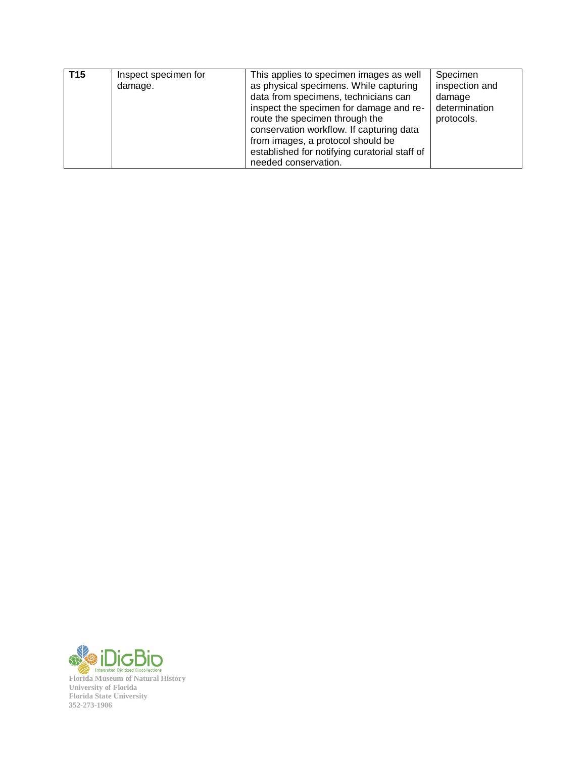| | | | |
|---|---|---|---|
| **T15** | Inspect specimen for damage. | This applies to specimen images as well as physical specimens. While capturing data from specimens, technicians can inspect the specimen for damage and re-route the specimen through the conservation workflow. If capturing data from images, a protocol should be established for notifying curatorial staff of needed conservation. | Specimen inspection and damage determination protocols. |

iDigBio Integrated Digitized Biocollections
Florida Museum of Natural History
University of Florida
Florida State University
352-273-1906